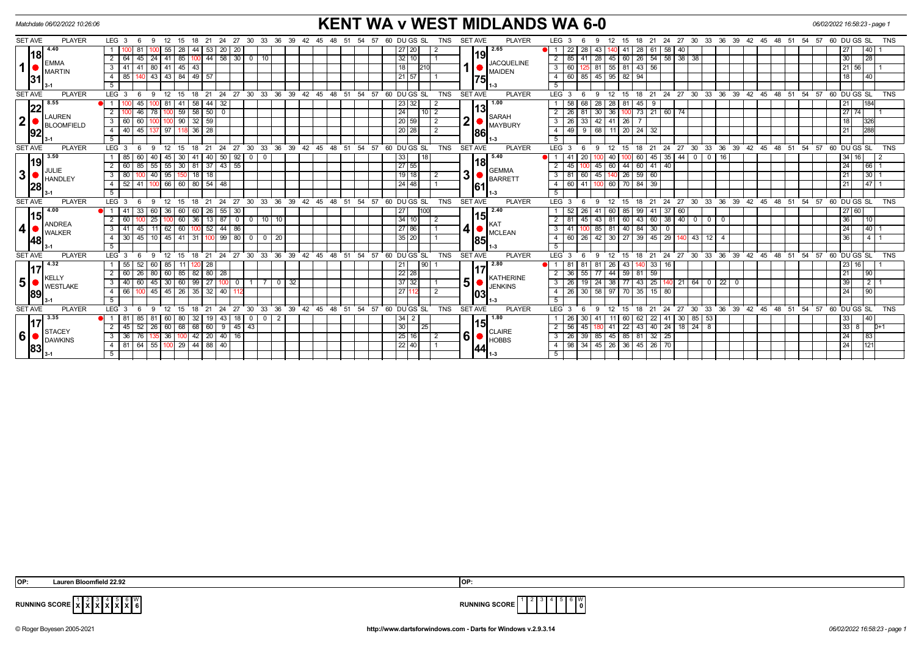# KENT WA v WEST MIDLANDS WA 6-0

Matchdate 06/02/2022 10:26:06

06/02/2022 16:58:23 - page 1

| SET | AVE | PLAYER | LEG | 3 | 6 | 9 | 12 | 15 | 18 | 21 | 24 | 27 | 30 | 33 | 36 | DU | GS | SL | TNS | SET | AVE | PLAYER | LEG | 3 | 6 | 9 | 12 | 15 | 18 | 21 | 24 | 27 | 30 | 33 | 36 | DU | GS | SL | TNS |
|---|---|---|---|---|---|---|---|---|---|---|---|---|---|---|---|---|---|---|---|---|---|---|---|---|---|---|---|---|---|---|---|---|---|---|---|---|---|---|---|
| 1 | 18.31 (4.40) | EMMA MARTIN 3-1 | 1 | 100 | 81 | 100 | 55 | 28 | 44 | 53 | 20 | 20 | | | | 27 | 20 | | 2 | 1 | 19.75 (2.65) | JACQUELINE MAIDEN 1-3 | 1 | 22 | 28 | 43 | 140 | 41 | 28 | 61 | 58 | 40 | | | | 27 | | 40 | 1 |
| | | | 2 | 64 | 45 | 24 | 41 | 85 | 100 | 44 | 58 | 30 | 0 | 10 | | 32 | 10 | | 1 | | | | 2 | 85 | 41 | 28 | 45 | 60 | 26 | 54 | 58 | 38 | 38 | | | 30 | | 28 | |
| | | | 3 | 41 | 41 | 80 | 41 | 45 | 43 | | | | | | | 18 | | 210 | | | | | 3 | 60 | 125 | 81 | 55 | 81 | 43 | 56 | | | | | | 21 | 56 | | 1 |
| | | | 4 | 85 | 140 | 43 | 43 | 84 | 49 | 57 | | | | | | 21 | 57 | | 1 | | | | 4 | 60 | 85 | 45 | 95 | 82 | 94 | | | | | | | 18 | | 40 | |
| 2 | 22.92 (8.55) | LAUREN BLOOMFIELD 3-1 | 1 | 100 | 45 | 100 | 81 | 41 | 58 | 44 | 32 | | | | | 23 | 32 | | 2 | 2 | 13.86 (1.00) | SARAH MAYBURY 1-3 | 1 | 58 | 68 | 28 | 28 | 81 | 45 | 9 | | | | | | 21 | | 184 | |
| | | | 2 | 100 | 46 | 78 | 100 | 59 | 58 | 50 | 0 | | | | | 24 | | 10 | 2 | | | | 2 | 26 | 81 | 30 | 36 | 100 | 73 | 21 | 60 | 74 | | | | 27 | 74 | | 1 |
| | | | 3 | 60 | 60 | 100 | 100 | 90 | 32 | 59 | | | | | | 20 | 59 | | 2 | | | | 3 | 26 | 33 | 42 | 41 | 26 | 7 | | | | | | | 18 | | 326 | |
| | | | 4 | 40 | 45 | 137 | 97 | 118 | 36 | 28 | | | | | | 20 | 28 | | 2 | | | | 4 | 49 | 9 | 68 | 11 | 20 | 24 | 32 | | | | | | 21 | | 288 | |
| 3 | 19.28 (3.50) | JULIE HANDLEY 3-1 | 1 | 85 | 60 | 40 | 45 | 30 | 41 | 40 | 50 | 92 | 0 | 0 | | 33 | | 18 | | 3 | 18.61 (5.40) | GEMMA BARRETT 1-3 | 1 | 41 | 20 | 100 | 40 | 100 | 60 | 45 | 35 | 44 | 0 | 0 | 16 | 34 | 16 | | 2 |
| | | | 2 | 60 | 85 | 55 | 55 | 30 | 81 | 37 | 43 | 55 | | | | 27 | 55 | | | | | | 2 | 45 | 100 | 45 | 60 | 44 | 60 | 41 | 40 | | | | | 24 | | 66 | 1 |
| | | | 3 | 80 | 100 | 40 | 95 | 150 | 18 | 18 | | | | | | 19 | 18 | | 2 | | | | 3 | 81 | 60 | 45 | 140 | 26 | 59 | 60 | | | | | | 21 | | 30 | 1 |
| | | | 4 | 52 | 41 | 100 | 66 | 60 | 80 | 54 | 48 | | | | | 24 | 48 | | 1 | | | | 4 | 60 | 41 | 100 | 60 | 70 | 84 | 39 | | | | | | 21 | | 47 | 1 |
| 4 | 15.48 (4.00) | ANDREA WALKER 3-1 | 1 | 41 | 33 | 60 | 36 | 60 | 60 | 26 | 55 | 30 | | | | 27 | | 100 | | 4 | 15.85 (2.40) | KAT MCLEAN 1-3 | 1 | 52 | 26 | 41 | 60 | 85 | 99 | 41 | 37 | 60 | | | | 27 | 60 | | |
| | | | 2 | 60 | 100 | 25 | 100 | 60 | 36 | 13 | 87 | 0 | 0 | 10 | 10 | 34 | 10 | | 2 | | | | 2 | 81 | 45 | 43 | 81 | 60 | 43 | 60 | 38 | 40 | 0 | 0 | 0 | 36 | | 10 | |
| | | | 3 | 41 | 45 | 11 | 62 | 60 | 100 | 52 | 44 | 86 | | | | 27 | 86 | | 1 | | | | 3 | 41 | 100 | 85 | 81 | 40 | 84 | 30 | 0 | | | | | 24 | | 40 | 1 |
| | | | 4 | 30 | 45 | 10 | 45 | 41 | 31 | 100 | 99 | 80 | 0 | 0 | 20 | 35 | 20 | | 1 | | | | 4 | 60 | 26 | 42 | 30 | 27 | 39 | 45 | 29 | 140 | 43 | 12 | 4 | 36 | | 4 | 1 |
| 5 | 17.89 (4.32) | KELLY WESTLAKE 3-1 | 1 | 55 | 52 | 60 | 85 | 11 | 120 | 28 | | | | | | 21 | | 90 | 1 | 5 | 17.03 (2.80) | KATHERINE JENKINS 1-3 | 1 | 81 | 81 | 81 | 26 | 43 | 140 | 33 | 16 | | | | | 23 | 16 | | 1 |
| | | | 2 | 60 | 26 | 80 | 60 | 85 | 82 | 80 | 28 | | | | | 22 | 28 | | | | | | 2 | 36 | 55 | 77 | 44 | 59 | 81 | 59 | | | | | | 21 | | 90 | |
| | | | 3 | 40 | 60 | 45 | 30 | 60 | 99 | 27 | 100 | 0 | 1 | 7 | 0 32 | 37 | 32 | | 1 | | | | 3 | 26 | 19 | 24 | 38 | 77 | 43 | 25 | 140 | 21 | 64 | 0 | 22 0 | 39 | | 2 | 1 |
| | | | 4 | 66 | 100 | 45 | 45 | 26 | 35 | 32 | 40 | 112 | | | | 27 | 112 | | 2 | | | | 4 | 26 | 30 | 58 | 97 | 70 | 35 | 15 | 80 | | | | | 24 | | 90 | |
| 6 | 17.83 (3.35) | STACEY DAWKINS 3-1 | 1 | 81 | 85 | 81 | 60 | 80 | 32 | 19 | 43 | 18 | 0 | 0 | 2 | 34 | 2 | | 1 | 6 | 15.44 (1.80) | CLAIRE HOBBS 1-3 | 1 | 26 | 30 | 41 | 11 | 60 | 62 | 22 | 41 | 30 | 85 | 53 | | 33 | | 40 | |
| | | | 2 | 45 | 52 | 26 | 60 | 68 | 68 | 60 | 9 | 45 | 43 | | | 30 | | 25 | | | | | 2 | 56 | 45 | 180 | 41 | 22 | 43 | 40 | 24 | 18 | 24 | 8 | | 33 | 8 | | 0+1 |
| | | | 3 | 36 | 76 | 135 | 36 | 100 | 42 | 20 | 40 | 16 | | | | 25 | 16 | | 2 | | | | 3 | 26 | 39 | 85 | 45 | 85 | 81 | 32 | 25 | | | | | 24 | | 83 | |
| | | | 4 | 81 | 64 | 55 | 100 | 29 | 44 | 88 | 40 | | | | | 22 | 40 | | 1 | | | | 4 | 98 | 34 | 45 | 26 | 36 | 45 | 26 | 70 | | | | | 24 | | 121 | |

OP: Lauren Bloomfield 22.92

OP:

RUNNING SCORE: 1 X | 2 X | 3 X | 4 X | 5 X | 6 X | W 6

RUNNING SCORE: 1 | 2 | 3 | 4 | 5 | 6 | W 0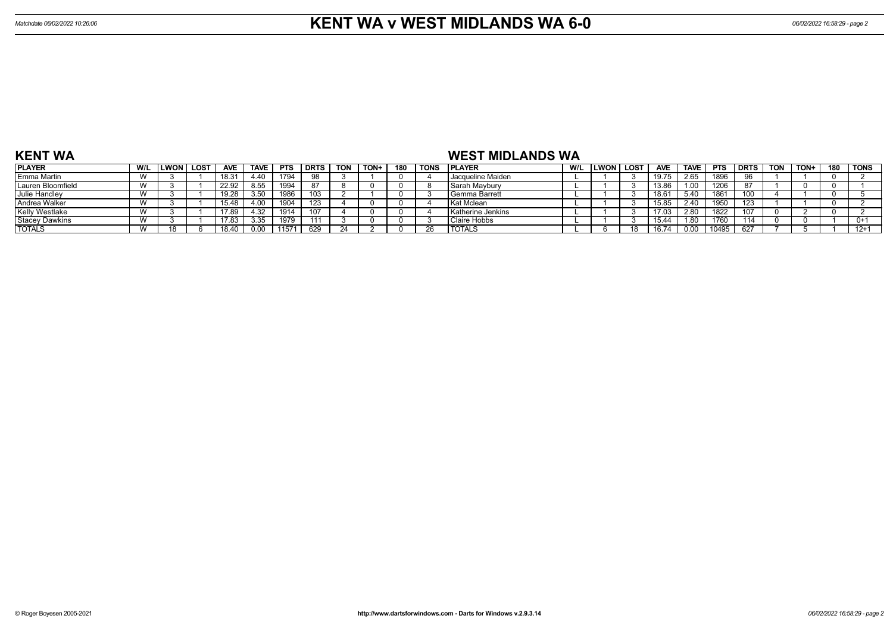# KENT WA v WEST MIDLANDS WA 6-0

## KENT WA

| PLAYER | W/L | LWON | LOST | AVE | TAVE | PTS | DRTS | TON | TON+ | 180 | TONS |
|---|---|---|---|---|---|---|---|---|---|---|---|
| Emma Martin | W | 3 | 1 | 18.31 | 4.40 | 1794 | 98 | 3 | 1 | 0 | 4 |
| Lauren Bloomfield | W | 3 | 1 | 22.92 | 8.55 | 1994 | 87 | 8 | 0 | 0 | 8 |
| Julie Handley | W | 3 | 1 | 19.28 | 3.50 | 1986 | 103 | 2 | 1 | 0 | 3 |
| Andrea Walker | W | 3 | 1 | 15.48 | 4.00 | 1904 | 123 | 4 | 0 | 0 | 4 |
| Kelly Westlake | W | 3 | 1 | 17.89 | 4.32 | 1914 | 107 | 4 | 0 | 0 | 4 |
| Stacey Dawkins | W | 3 | 1 | 17.83 | 3.35 | 1979 | 111 | 3 | 0 | 0 | 3 |
| TOTALS | W | 18 | 6 | 18.40 | 0.00 | 11571 | 629 | 24 | 2 | 0 | 26 |

## WEST MIDLANDS WA

| PLAYER | W/L | LWON | LOST | AVE | TAVE | PTS | DRTS | TON | TON+ | 180 | TONS |
|---|---|---|---|---|---|---|---|---|---|---|---|
| Jacqueline Maiden | L | 1 | 3 | 19.75 | 2.65 | 1896 | 96 | 1 | 1 | 0 | 2 |
| Sarah Maybury | L | 1 | 3 | 13.86 | 1.00 | 1206 | 87 | 1 | 0 | 0 | 1 |
| Gemma Barrett | L | 1 | 3 | 18.61 | 5.40 | 1861 | 100 | 4 | 1 | 0 | 5 |
| Kat Mclean | L | 1 | 3 | 15.85 | 2.40 | 1950 | 123 | 1 | 1 | 0 | 2 |
| Katherine Jenkins | L | 1 | 3 | 17.03 | 2.80 | 1822 | 107 | 0 | 2 | 0 | 2 |
| Claire Hobbs | L | 1 | 3 | 15.44 | 1.80 | 1760 | 114 | 0 | 0 | 1 | 0+1 |
| TOTALS | L | 6 | 18 | 16.74 | 0.00 | 10495 | 627 | 7 | 5 | 1 | 12+1 |